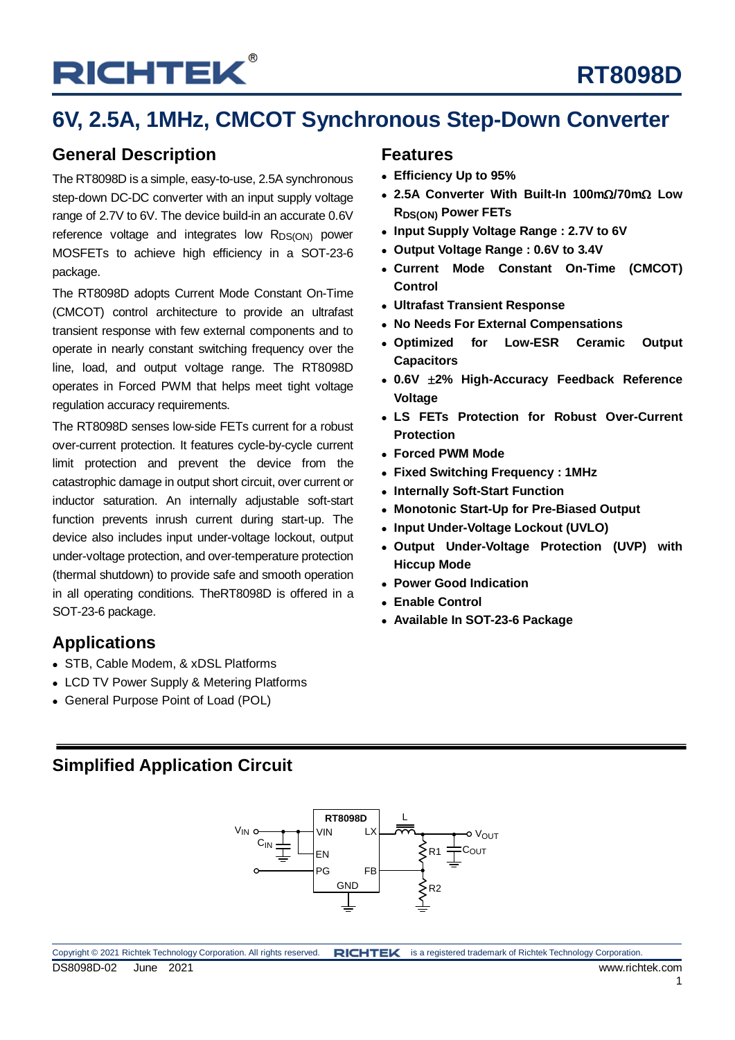# RT8098D

# 6V, 2.5A, 1MHz, CMCOT Synchronous Step-Down Converter

## General Description

The RT8098D is a simple, easy-to-use, 2.5A synchronous step-down DC-DC converter with an input supply voltage range of 2.7V to 6V. The device build-in an accurate 0.6V reference voltage and integrates low $R_{DS(ON)}$ power MOSFETs to achieve high efficiency in a SOT-23-6 package.

The RT8098D adopts Current Mode Constant On-Time (CMCOT) control architecture to provide an ultrafast transient response with few external components and to operate in nearly constant switching frequency over the line, load, and output voltage range. The RT8098D operates in Forced PWM that helps meet tight voltage regulation accuracy requirements.

The RT8098D senses low-side FETs current for a robust over-current protection. It features cycle-by-cycle current limit protection and prevent the device from the catastrophic damage in output short circuit, over current or inductor saturation. An internally adjustable soft-start function prevents inrush current during start-up. The device also includes input under-voltage lockout, output under-voltage protection, and over-temperature protection (thermal shutdown) to provide safe and smooth operation in all operating conditions. TheRT8098D is offered in a SOT-23-6 package.

## Features

- **Efficiency Up to 95%**
- **2.5A Converter With Built-In 100mΩ/70mΩ Low $R_{DS(ON)}$ Power FETs**
- **Input Supply Voltage Range : 2.7V to 6V**
- **Output Voltage Range : 0.6V to 3.4V**
- **Current Mode Constant On-Time (CMCOT) Control**
- **Ultrafast Transient Response**
- **No Needs For External Compensations**
- **Optimized for Low-ESR Ceramic Output Capacitors**
- **0.6V ±2% High-Accuracy Feedback Reference Voltage**
- **LS FETs Protection for Robust Over-Current Protection**
- **Forced PWM Mode**
- **Fixed Switching Frequency : 1MHz**
- **Internally Soft-Start Function**
- **Monotonic Start-Up for Pre-Biased Output**
- **Input Under-Voltage Lockout (UVLO)**
- **Output Under-Voltage Protection (UVP) with Hiccup Mode**
- **Power Good Indication**
- **Enable Control**
- **Available In SOT-23-6 Package**

## Applications

- STB, Cable Modem, & xDSL Platforms
- LCD TV Power Supply & Metering Platforms
- General Purpose Point of Load (POL)

## Simplified Application Circuit

Copyright © 2021 Richtek Technology Corporation. All rights reserved. RICHTEK is a registered trademark of Richtek Technology Corporation.

DS8098D-02 June 2021 www.richtek.com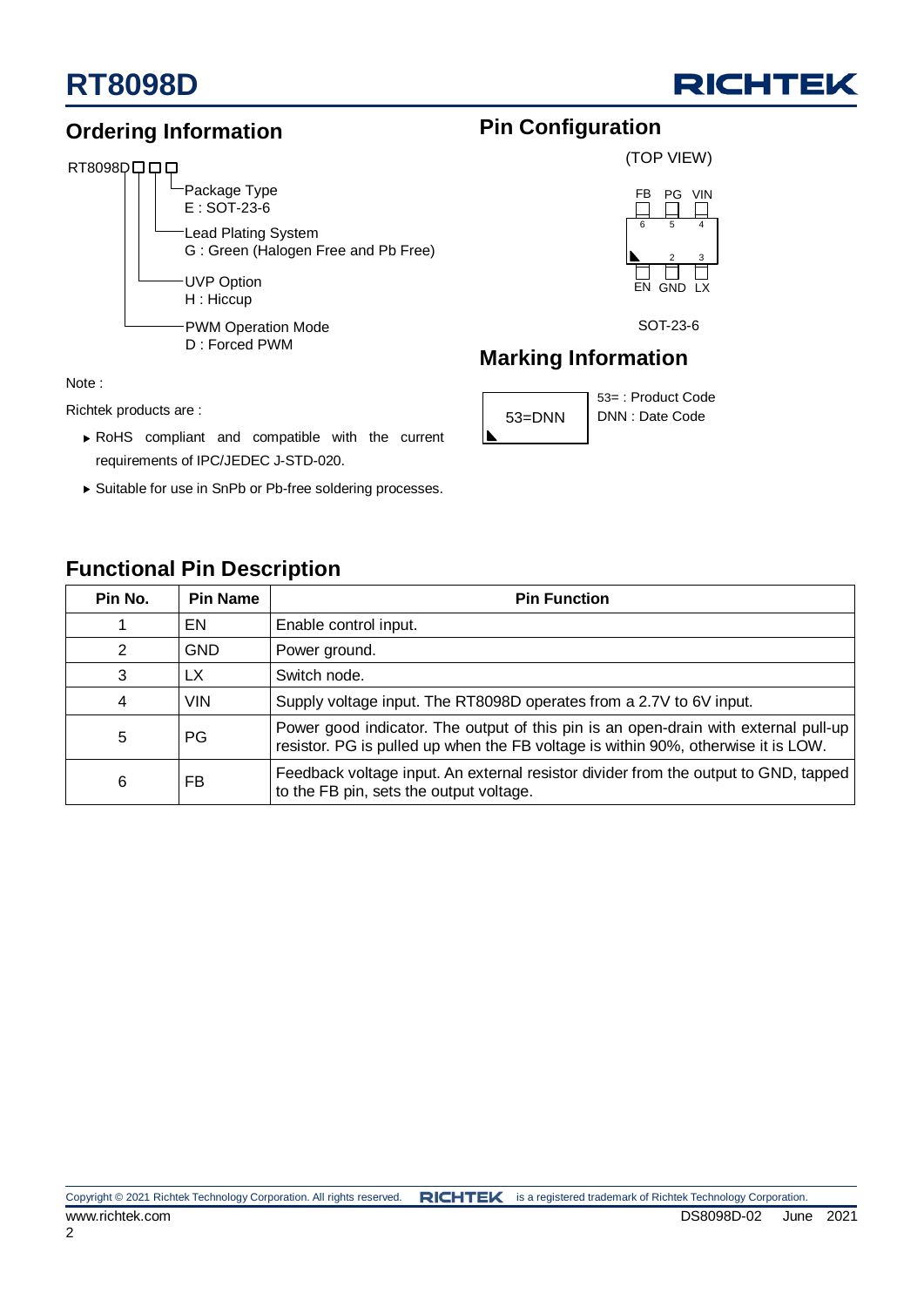## Ordering Information

RT8098D□□□

- Package Type
  E : SOT-23-6
- Lead Plating System
  G : Green (Halogen Free and Pb Free)
- UVP Option
  H : Hiccup
- PWM Operation Mode
  D : Forced PWM

Note :

Richtek products are :

- RoHS compliant and compatible with the current requirements of IPC/JEDEC J-STD-020.
- Suitable for use in SnPb or Pb-free soldering processes.

## Pin Configuration

(TOP VIEW)

FB PG VIN

6 5 4

2 3

EN GND LX

SOT-23-6

## Marking Information

53=DNN

53= : Product Code

DNN : Date Code

## Functional Pin Description

| Pin No. | Pin Name | Pin Function |
|---|---|---|
| 1 | EN | Enable control input. |
| 2 | GND | Power ground. |
| 3 | LX | Switch node. |
| 4 | VIN | Supply voltage input. The RT8098D operates from a 2.7V to 6V input. |
| 5 | PG | Power good indicator. The output of this pin is an open-drain with external pull-up resistor. PG is pulled up when the FB voltage is within 90%, otherwise it is LOW. |
| 6 | FB | Feedback voltage input. An external resistor divider from the output to GND, tapped to the FB pin, sets the output voltage. |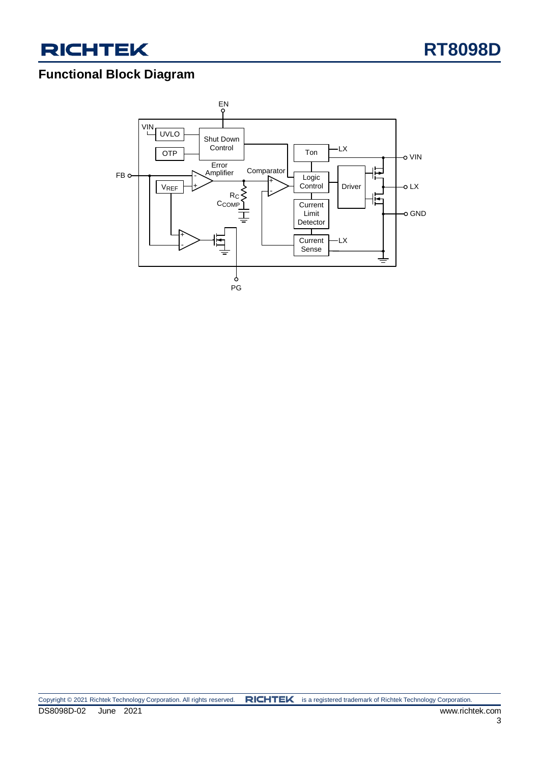## Functional Block Diagram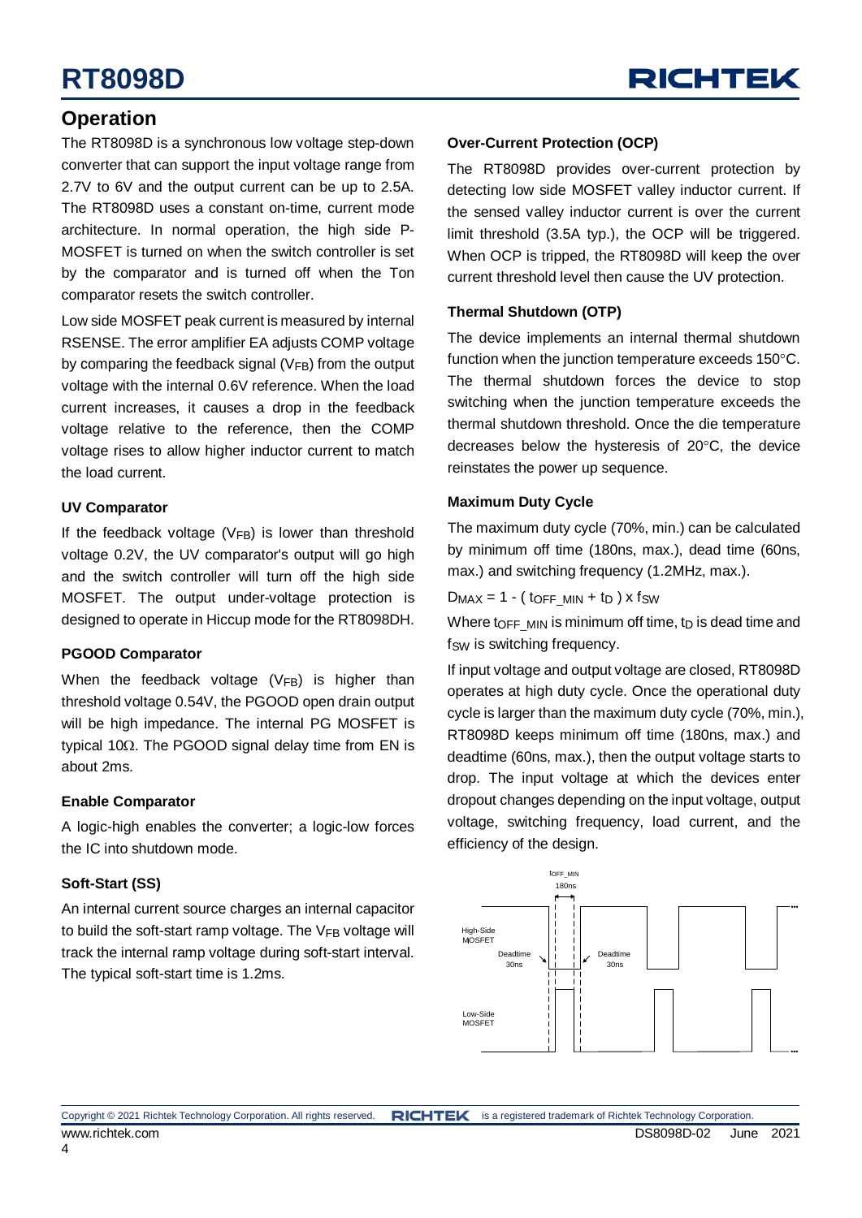## Operation

The RT8098D is a synchronous low voltage step-down converter that can support the input voltage range from 2.7V to 6V and the output current can be up to 2.5A. The RT8098D uses a constant on-time, current mode architecture. In normal operation, the high side P-MOSFET is turned on when the switch controller is set by the comparator and is turned off when the Ton comparator resets the switch controller.

Low side MOSFET peak current is measured by internal RSENSE. The error amplifier EA adjusts COMP voltage by comparing the feedback signal ($V_{FB}$) from the output voltage with the internal 0.6V reference. When the load current increases, it causes a drop in the feedback voltage relative to the reference, then the COMP voltage rises to allow higher inductor current to match the load current.

### UV Comparator

If the feedback voltage ($V_{FB}$) is lower than threshold voltage 0.2V, the UV comparator's output will go high and the switch controller will turn off the high side MOSFET. The output under-voltage protection is designed to operate in Hiccup mode for the RT8098DH.

### PGOOD Comparator

When the feedback voltage ($V_{FB}$) is higher than threshold voltage 0.54V, the PGOOD open drain output will be high impedance. The internal PG MOSFET is typical 10Ω. The PGOOD signal delay time from EN is about 2ms.

### Enable Comparator

A logic-high enables the converter; a logic-low forces the IC into shutdown mode.

### Soft-Start (SS)

An internal current source charges an internal capacitor to build the soft-start ramp voltage. The $V_{FB}$ voltage will track the internal ramp voltage during soft-start interval. The typical soft-start time is 1.2ms.

### Over-Current Protection (OCP)

The RT8098D provides over-current protection by detecting low side MOSFET valley inductor current. If the sensed valley inductor current is over the current limit threshold (3.5A typ.), the OCP will be triggered. When OCP is tripped, the RT8098D will keep the over current threshold level then cause the UV protection.

### Thermal Shutdown (OTP)

The device implements an internal thermal shutdown function when the junction temperature exceeds 150°C. The thermal shutdown forces the device to stop switching when the junction temperature exceeds the thermal shutdown threshold. Once the die temperature decreases below the hysteresis of 20°C, the device reinstates the power up sequence.

### Maximum Duty Cycle

The maximum duty cycle (70%, min.) can be calculated by minimum off time (180ns, max.), dead time (60ns, max.) and switching frequency (1.2MHz, max.).

$$D_{MAX} = 1 - ( t_{OFF\_MIN} + t_D ) \times f_{SW}$$

Where $t_{OFF\_MIN}$ is minimum off time, $t_D$ is dead time and $f_{SW}$ is switching frequency.

If input voltage and output voltage are closed, RT8098D operates at high duty cycle. Once the operational duty cycle is larger than the maximum duty cycle (70%, min.), RT8098D keeps minimum off time (180ns, max.) and deadtime (60ns, max.), then the output voltage starts to drop. The input voltage at which the devices enter dropout changes depending on the input voltage, output voltage, switching frequency, load current, and the efficiency of the design.

$t_{OFF\_MIN}$ 180ns

High-Side MOSFET

Deadtime 30ns

Deadtime 30ns

Low-Side MOSFET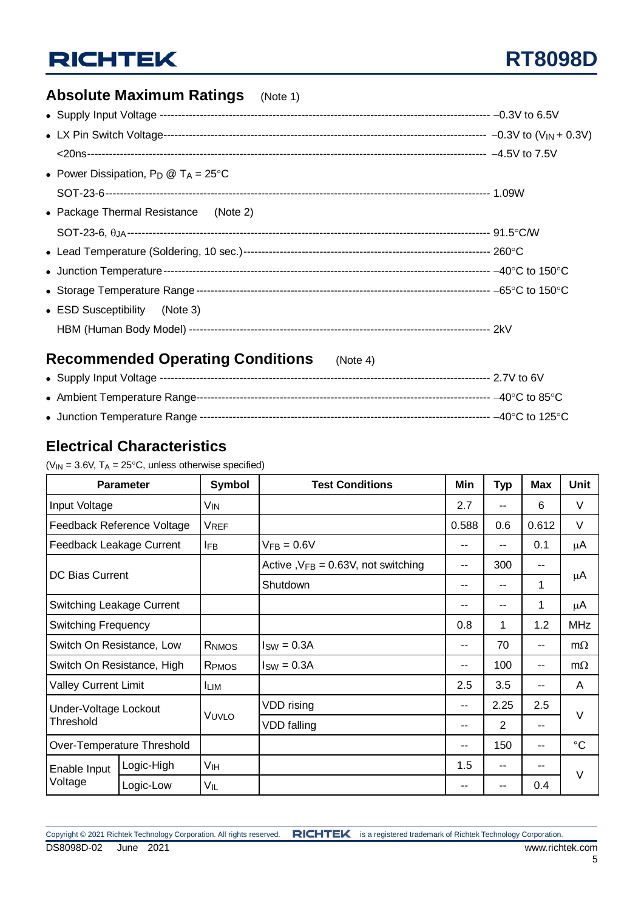## Absolute Maximum Ratings (Note 1)

- Supply Input Voltage ------------------------------------------------------------------------------------------ −0.3V to 6.5V
- LX Pin Switch Voltage------------------------------------------------------------------------------------------ −0.3V to ($V_{IN}$ + 0.3V)
  <20ns------------------------------------------------------------------------------------------------------------ −4.5V to 7.5V
- Power Dissipation, $P_D$ @ $T_A$ = 25°C
  SOT-23-6------------------------------------------------------------------------------------------------------ 1.09W
- Package Thermal Resistance (Note 2)
  SOT-23-6, $\theta_{JA}$------------------------------------------------------------------------------------------------ 91.5°C/W
- Lead Temperature (Soldering, 10 sec.)--------------------------------------------------------------------- 260°C
- Junction Temperature--------------------------------------------------------------------------------------------- −40°C to 150°C
- Storage Temperature Range ---------------------------------------------------------------------------------- −65°C to 150°C
- ESD Susceptibility (Note 3)
  HBM (Human Body Model) ---------------------------------------------------------------------------------- 2kV

## Recommended Operating Conditions (Note 4)

- Supply Input Voltage ------------------------------------------------------------------------------------------ 2.7V to 6V
- Ambient Temperature Range------------------------------------------------------------------------------------ −40°C to 85°C
- Junction Temperature Range ---------------------------------------------------------------------------------- −40°C to 125°C

## Electrical Characteristics

($V_{IN}$ = 3.6V, $T_A$ = 25°C, unless otherwise specified)

| Parameter | | Symbol | Test Conditions | Min | Typ | Max | Unit |
|---|---|---|---|---|---|---|---|
| Input Voltage | | $V_{IN}$ | | 2.7 | -- | 6 | V |
| Feedback Reference Voltage | | $V_{REF}$ | | 0.588 | 0.6 | 0.612 | V |
| Feedback Leakage Current | | $I_{FB}$ | $V_{FB}$ = 0.6V | -- | -- | 0.1 | μA |
| DC Bias Current | | | Active ,$V_{FB}$ = 0.63V, not switching | -- | 300 | -- | μA |
| | | | Shutdown | -- | -- | 1 | |
| Switching Leakage Current | | | | -- | -- | 1 | μA |
| Switching Frequency | | | | 0.8 | 1 | 1.2 | MHz |
| Switch On Resistance, Low | | $R_{NMOS}$ | $I_{SW}$ = 0.3A | -- | 70 | -- | mΩ |
| Switch On Resistance, High | | $R_{PMOS}$ | $I_{SW}$ = 0.3A | -- | 100 | -- | mΩ |
| Valley Current Limit | | $I_{LIM}$ | | 2.5 | 3.5 | -- | A |
| Under-Voltage Lockout Threshold | | $V_{UVLO}$ | VDD rising | -- | 2.25 | 2.5 | V |
| | | | VDD falling | -- | 2 | -- | |
| Over-Temperature Threshold | | | | -- | 150 | -- | °C |
| Enable Input Voltage | Logic-High | $V_{IH}$ | | 1.5 | -- | -- | V |
| | Logic-Low | $V_{IL}$ | | -- | -- | 0.4 | |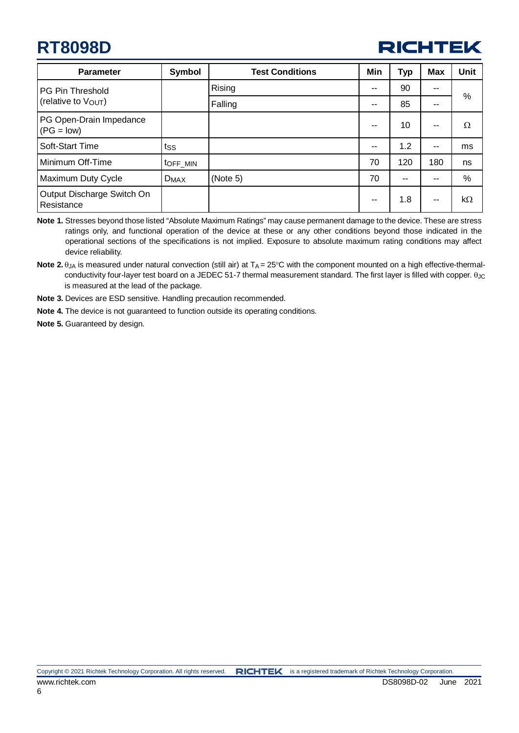| Parameter | Symbol | Test Conditions | Min | Typ | Max | Unit |
|---|---|---|---|---|---|---|
| PG Pin Threshold (relative to $V_{OUT}$) | | Rising | -- | 90 | -- | % |
| | | Falling | -- | 85 | -- | |
| PG Open-Drain Impedance (PG = low) | | | -- | 10 | -- | Ω |
| Soft-Start Time | $t_{SS}$ | | -- | 1.2 | -- | ms |
| Minimum Off-Time | $t_{OFF\_MIN}$ | | 70 | 120 | 180 | ns |
| Maximum Duty Cycle | $D_{MAX}$ | (Note 5) | 70 | -- | -- | % |
| Output Discharge Switch On Resistance | | | -- | 1.8 | -- | kΩ |

**Note 1.** Stresses beyond those listed "Absolute Maximum Ratings" may cause permanent damage to the device. These are stress ratings only, and functional operation of the device at these or any other conditions beyond those indicated in the operational sections of the specifications is not implied. Exposure to absolute maximum rating conditions may affect device reliability.

**Note 2.** $\theta_{JA}$ is measured under natural convection (still air) at $T_A$ = 25°C with the component mounted on a high effective-thermal-conductivity four-layer test board on a JEDEC 51-7 thermal measurement standard. The first layer is filled with copper. $\theta_{JC}$ is measured at the lead of the package.

**Note 3.** Devices are ESD sensitive. Handling precaution recommended.

**Note 4.** The device is not guaranteed to function outside its operating conditions.

**Note 5.** Guaranteed by design.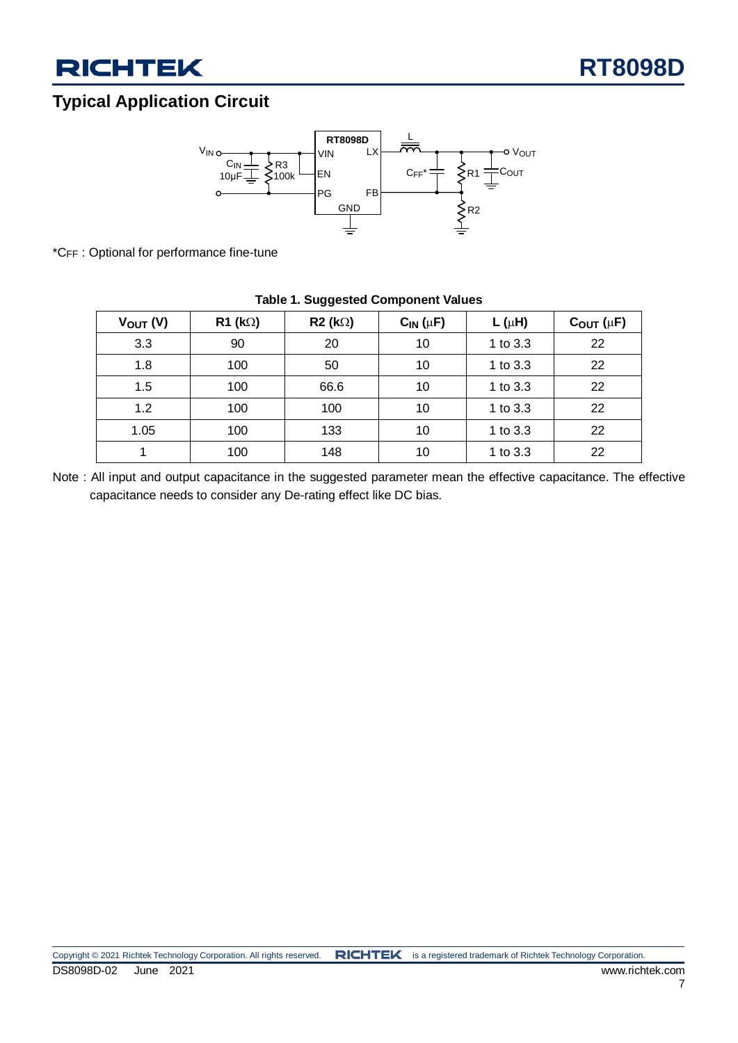## Typical Application Circuit

*$C_{FF}$ : Optional for performance fine-tune

**Table 1. Suggested Component Values**

| $V_{OUT}$ (V) | R1 (kΩ) | R2 (kΩ) | $C_{IN}$ (μF) | L (μH) | $C_{OUT}$ (μF) |
|---|---|---|---|---|---|
| 3.3 | 90 | 20 | 10 | 1 to 3.3 | 22 |
| 1.8 | 100 | 50 | 10 | 1 to 3.3 | 22 |
| 1.5 | 100 | 66.6 | 10 | 1 to 3.3 | 22 |
| 1.2 | 100 | 100 | 10 | 1 to 3.3 | 22 |
| 1.05 | 100 | 133 | 10 | 1 to 3.3 | 22 |
| 1 | 100 | 148 | 10 | 1 to 3.3 | 22 |

Note : All input and output capacitance in the suggested parameter mean the effective capacitance. The effective capacitance needs to consider any De-rating effect like DC bias.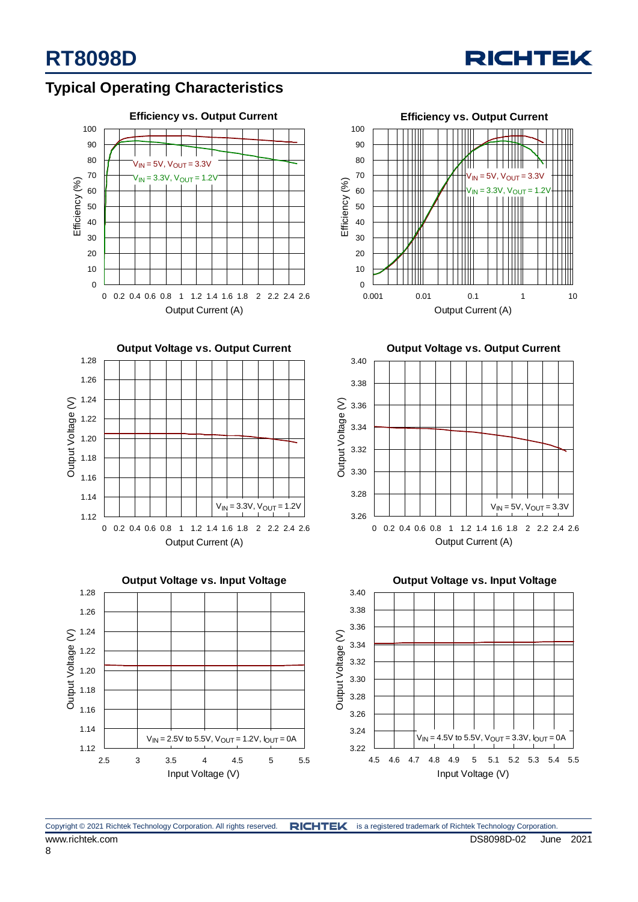## Typical Operating Characteristics

**Efficiency vs. Output Current**

Efficiency (%) vs. Output Current (A)

$V_{IN}$ = 5V, $V_{OUT}$ = 3.3V

$V_{IN}$ = 3.3V, $V_{OUT}$ = 1.2V

**Efficiency vs. Output Current**

Efficiency (%) vs. Output Current (A)

$V_{IN}$ = 5V, $V_{OUT}$ = 3.3V

$V_{IN}$ = 3.3V, $V_{OUT}$ = 1.2V

**Output Voltage vs. Output Current**

Output Voltage (V) vs. Output Current (A)

$V_{IN}$ = 3.3V, $V_{OUT}$ = 1.2V

**Output Voltage vs. Output Current**

Output Voltage (V) vs. Output Current (A)

$V_{IN}$ = 5V, $V_{OUT}$ = 3.3V

**Output Voltage vs. Input Voltage**

Output Voltage (V) vs. Input Voltage (V)

$V_{IN}$ = 2.5V to 5.5V, $V_{OUT}$ = 1.2V, $I_{OUT}$ = 0A

**Output Voltage vs. Input Voltage**

Output Voltage (V) vs. Input Voltage (V)

$V_{IN}$ = 4.5V to 5.5V, $V_{OUT}$ = 3.3V, $I_{OUT}$ = 0A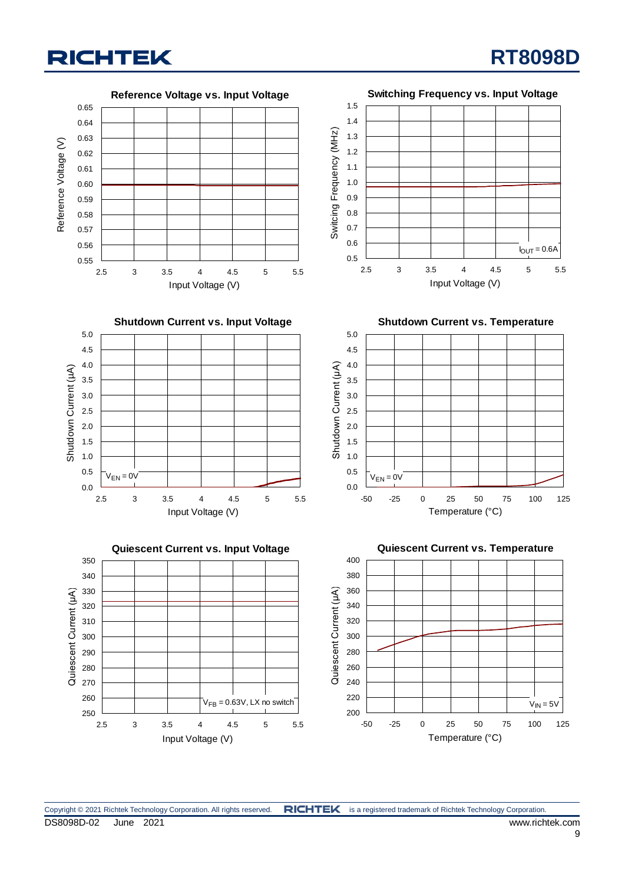**Reference Voltage vs. Input Voltage**

Reference Voltage (V) vs. Input Voltage (V)

**Switching Frequency vs. Input Voltage**

Switching Frequency (MHz) vs. Input Voltage (V); $I_{OUT}$ = 0.6A

**Shutdown Current vs. Input Voltage**

Shutdown Current (μA) vs. Input Voltage (V); $V_{EN}$ = 0V

**Shutdown Current vs. Temperature**

Shutdown Current (μA) vs. Temperature (°C); $V_{EN}$ = 0V

**Quiescent Current vs. Input Voltage**

Quiescent Current (μA) vs. Input Voltage (V); $V_{FB}$ = 0.63V, LX no switch

**Quiescent Current vs. Temperature**

Quiescent Current (μA) vs. Temperature (°C); $V_{IN}$ = 5V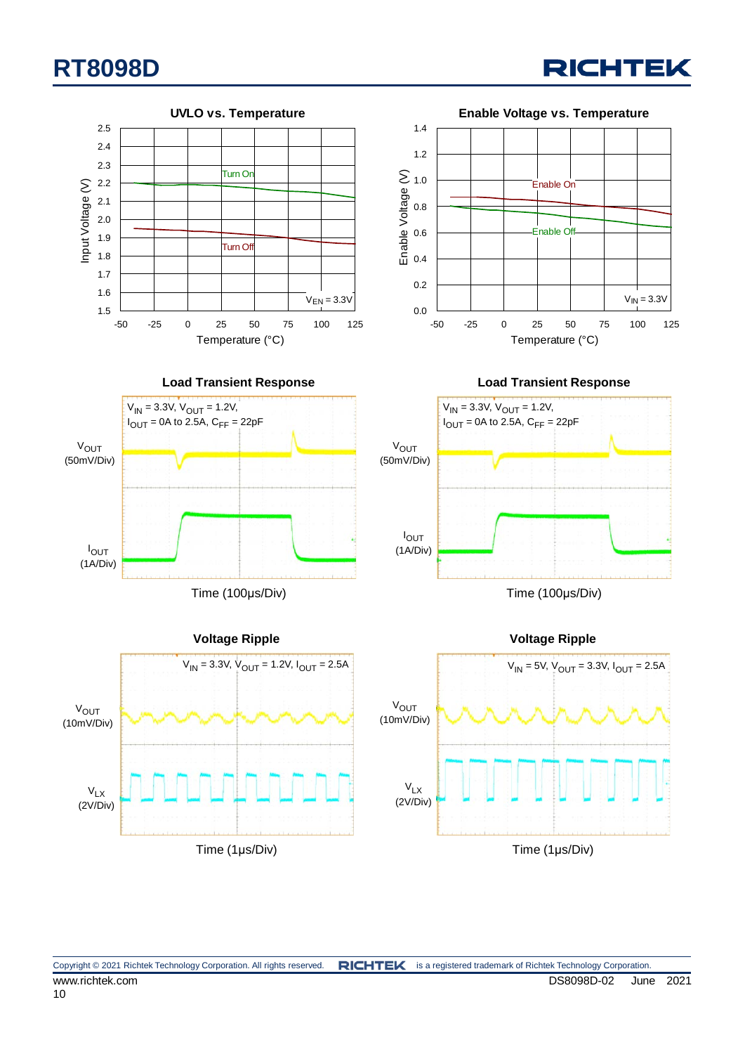UVLO vs. Temperature

Input Voltage (V): 1.5, 1.6, 1.7, 1.8, 1.9, 2.0, 2.1, 2.2, 2.3, 2.4, 2.5

Temperature (°C): -50, -25, 0, 25, 50, 75, 100, 125

Turn On

Turn Off

$V_{EN}$ = 3.3V

Enable Voltage vs. Temperature

Enable Voltage (V): 0.0, 0.2, 0.4, 0.6, 0.8, 1.0, 1.2, 1.4

Temperature (°C): -50, -25, 0, 25, 50, 75, 100, 125

Enable On

Enable Off

$V_{IN}$ = 3.3V

Load Transient Response

$V_{IN}$ = 3.3V, $V_{OUT}$ = 1.2V, $I_{OUT}$ = 0A to 2.5A, $C_{FF}$ = 22pF

$V_{OUT}$ (50mV/Div)

$I_{OUT}$ (1A/Div)

Time (100μs/Div)

Load Transient Response

$V_{IN}$ = 3.3V, $V_{OUT}$ = 1.2V, $I_{OUT}$ = 0A to 2.5A, $C_{FF}$ = 22pF

$V_{OUT}$ (50mV/Div)

$I_{OUT}$ (1A/Div)

Time (100μs/Div)

Voltage Ripple

$V_{IN}$ = 3.3V, $V_{OUT}$ = 1.2V, $I_{OUT}$ = 2.5A

$V_{OUT}$ (10mV/Div)

$V_{LX}$ (2V/Div)

Time (1μs/Div)

Voltage Ripple

$V_{IN}$ = 5V, $V_{OUT}$ = 3.3V, $I_{OUT}$ = 2.5A

$V_{OUT}$ (10mV/Div)

$V_{LX}$ (2V/Div)

Time (1μs/Div)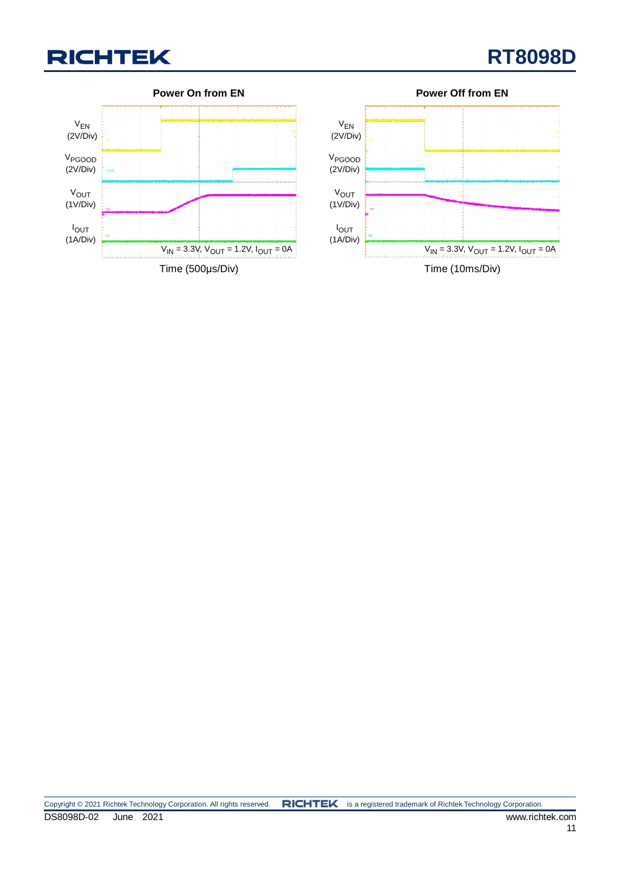**Power On from EN**

$V_{EN}$ (2V/Div)

$V_{PGOOD}$ (2V/Div)

$V_{OUT}$ (1V/Div)

$I_{OUT}$ (1A/Div)

$V_{IN}$ = 3.3V, $V_{OUT}$ = 1.2V, $I_{OUT}$ = 0A

Time (500μs/Div)

**Power Off from EN**

$V_{EN}$ (2V/Div)

$V_{PGOOD}$ (2V/Div)

$V_{OUT}$ (1V/Div)

$I_{OUT}$ (1A/Div)

$V_{IN}$ = 3.3V, $V_{OUT}$ = 1.2V, $I_{OUT}$ = 0A

Time (10ms/Div)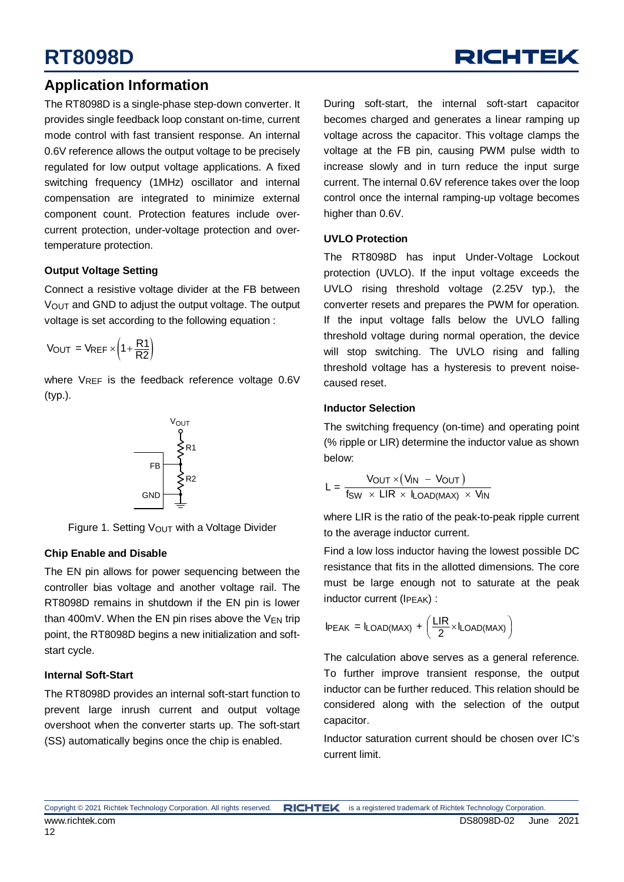## Application Information

The RT8098D is a single-phase step-down converter. It provides single feedback loop constant on-time, current mode control with fast transient response. An internal 0.6V reference allows the output voltage to be precisely regulated for low output voltage applications. A fixed switching frequency (1MHz) oscillator and internal compensation are integrated to minimize external component count. Protection features include over-current protection, under-voltage protection and over-temperature protection.

### Output Voltage Setting

Connect a resistive voltage divider at the FB between $V_{OUT}$ and GND to adjust the output voltage. The output voltage is set according to the following equation :

$$V_{OUT} = V_{REF} \times \left(1 + \frac{R1}{R2}\right)$$

where $V_{REF}$ is the feedback reference voltage 0.6V (typ.).

Figure 1. Setting $V_{OUT}$ with a Voltage Divider

### Chip Enable and Disable

The EN pin allows for power sequencing between the controller bias voltage and another voltage rail. The RT8098D remains in shutdown if the EN pin is lower than 400mV. When the EN pin rises above the $V_{EN}$ trip point, the RT8098D begins a new initialization and soft-start cycle.

### Internal Soft-Start

The RT8098D provides an internal soft-start function to prevent large inrush current and output voltage overshoot when the converter starts up. The soft-start (SS) automatically begins once the chip is enabled.

During soft-start, the internal soft-start capacitor becomes charged and generates a linear ramping up voltage across the capacitor. This voltage clamps the voltage at the FB pin, causing PWM pulse width to increase slowly and in turn reduce the input surge current. The internal 0.6V reference takes over the loop control once the internal ramping-up voltage becomes higher than 0.6V.

### UVLO Protection

The RT8098D has input Under-Voltage Lockout protection (UVLO). If the input voltage exceeds the UVLO rising threshold voltage (2.25V typ.), the converter resets and prepares the PWM for operation. If the input voltage falls below the UVLO falling threshold voltage during normal operation, the device will stop switching. The UVLO rising and falling threshold voltage has a hysteresis to prevent noise-caused reset.

### Inductor Selection

The switching frequency (on-time) and operating point (% ripple or LIR) determine the inductor value as shown below:

$$L = \frac{V_{OUT} \times (V_{IN} - V_{OUT})}{f_{SW} \times LIR \times I_{LOAD(MAX)} \times V_{IN}}$$

where LIR is the ratio of the peak-to-peak ripple current to the average inductor current.

Find a low loss inductor having the lowest possible DC resistance that fits in the allotted dimensions. The core must be large enough not to saturate at the peak inductor current ($I_{PEAK}$) :

$$I_{PEAK} = I_{LOAD(MAX)} + \left(\frac{LIR}{2} \times I_{LOAD(MAX)}\right)$$

The calculation above serves as a general reference. To further improve transient response, the output inductor can be further reduced. This relation should be considered along with the selection of the output capacitor.

Inductor saturation current should be chosen over IC's current limit.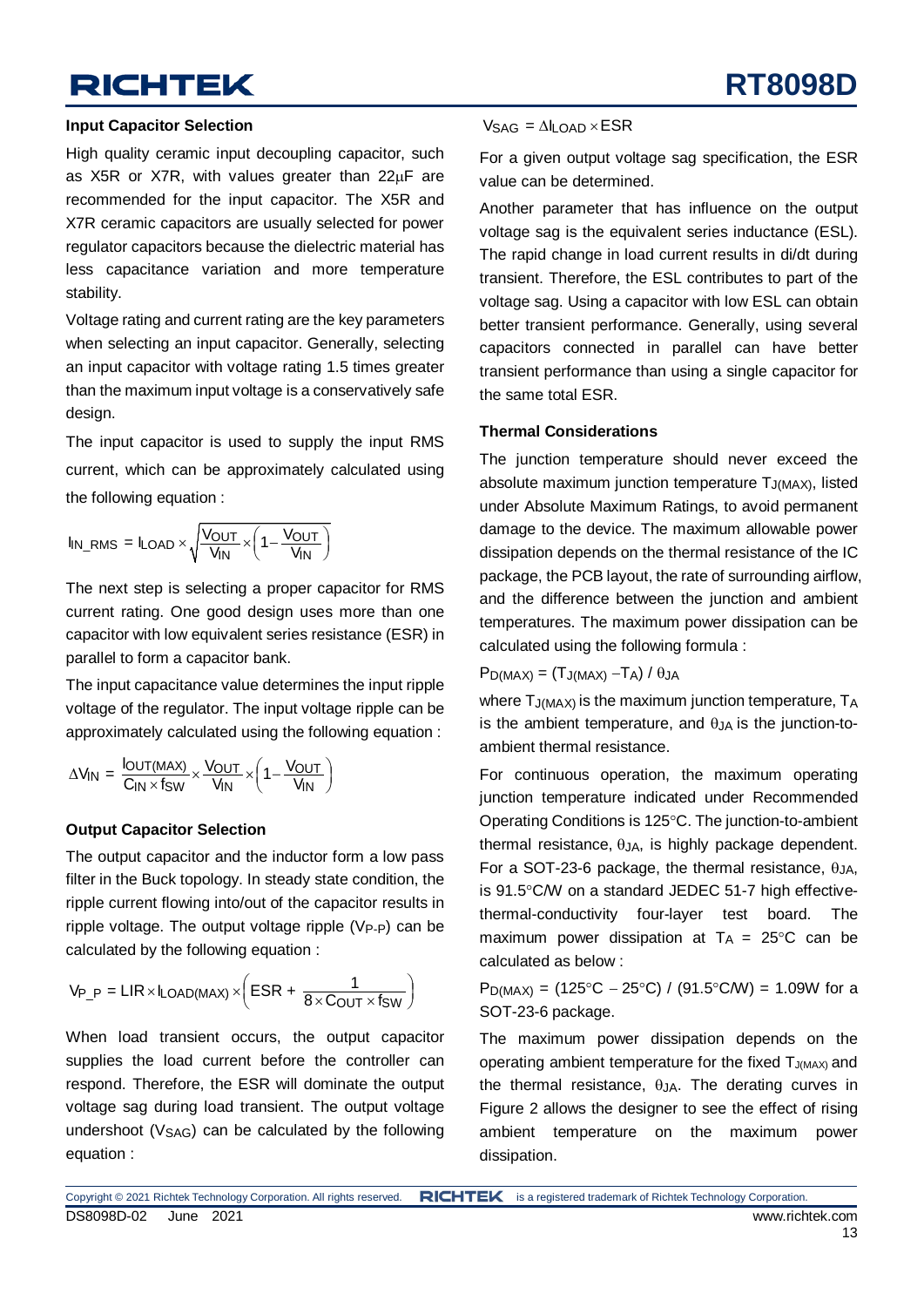### Input Capacitor Selection

High quality ceramic input decoupling capacitor, such as X5R or X7R, with values greater than 22μF are recommended for the input capacitor. The X5R and X7R ceramic capacitors are usually selected for power regulator capacitors because the dielectric material has less capacitance variation and more temperature stability.

Voltage rating and current rating are the key parameters when selecting an input capacitor. Generally, selecting an input capacitor with voltage rating 1.5 times greater than the maximum input voltage is a conservatively safe design.

The input capacitor is used to supply the input RMS current, which can be approximately calculated using the following equation :

$$I_{IN\_RMS} = I_{LOAD} \times \sqrt{\frac{V_{OUT}}{V_{IN}} \times \left(1 - \frac{V_{OUT}}{V_{IN}}\right)}$$

The next step is selecting a proper capacitor for RMS current rating. One good design uses more than one capacitor with low equivalent series resistance (ESR) in parallel to form a capacitor bank.

The input capacitance value determines the input ripple voltage of the regulator. The input voltage ripple can be approximately calculated using the following equation :

$$\Delta V_{IN} = \frac{I_{OUT(MAX)}}{C_{IN} \times f_{SW}} \times \frac{V_{OUT}}{V_{IN}} \times \left(1 - \frac{V_{OUT}}{V_{IN}}\right)$$

### Output Capacitor Selection

The output capacitor and the inductor form a low pass filter in the Buck topology. In steady state condition, the ripple current flowing into/out of the capacitor results in ripple voltage. The output voltage ripple ($V_{P\text{-}P}$) can be calculated by the following equation :

$$V_{P\_P} = LIR \times I_{LOAD(MAX)} \times \left(ESR + \frac{1}{8 \times C_{OUT} \times f_{SW}}\right)$$

When load transient occurs, the output capacitor supplies the load current before the controller can respond. Therefore, the ESR will dominate the output voltage sag during load transient. The output voltage undershoot ($V_{SAG}$) can be calculated by the following equation :

$$V_{SAG} = \Delta I_{LOAD} \times ESR$$

For a given output voltage sag specification, the ESR value can be determined.

Another parameter that has influence on the output voltage sag is the equivalent series inductance (ESL). The rapid change in load current results in di/dt during transient. Therefore, the ESL contributes to part of the voltage sag. Using a capacitor with low ESL can obtain better transient performance. Generally, using several capacitors connected in parallel can have better transient performance than using a single capacitor for the same total ESR.

### Thermal Considerations

The junction temperature should never exceed the absolute maximum junction temperature $T_{J(MAX)}$, listed under Absolute Maximum Ratings, to avoid permanent damage to the device. The maximum allowable power dissipation depends on the thermal resistance of the IC package, the PCB layout, the rate of surrounding airflow, and the difference between the junction and ambient temperatures. The maximum power dissipation can be calculated using the following formula :

$$P_{D(MAX)} = (T_{J(MAX)} - T_A) / \theta_{JA}$$

where $T_{J(MAX)}$ is the maximum junction temperature, $T_A$ is the ambient temperature, and $\theta_{JA}$ is the junction-to-ambient thermal resistance.

For continuous operation, the maximum operating junction temperature indicated under Recommended Operating Conditions is 125°C. The junction-to-ambient thermal resistance, $\theta_{JA}$, is highly package dependent. For a SOT-23-6 package, the thermal resistance, $\theta_{JA}$, is 91.5°C/W on a standard JEDEC 51-7 high effective-thermal-conductivity four-layer test board. The maximum power dissipation at $T_A$ = 25°C can be calculated as below :

$P_{D(MAX)}$ = (125°C − 25°C) / (91.5°C/W) = 1.09W for a SOT-23-6 package.

The maximum power dissipation depends on the operating ambient temperature for the fixed $T_{J(MAX)}$ and the thermal resistance, $\theta_{JA}$. The derating curves in Figure 2 allows the designer to see the effect of rising ambient temperature on the maximum power dissipation.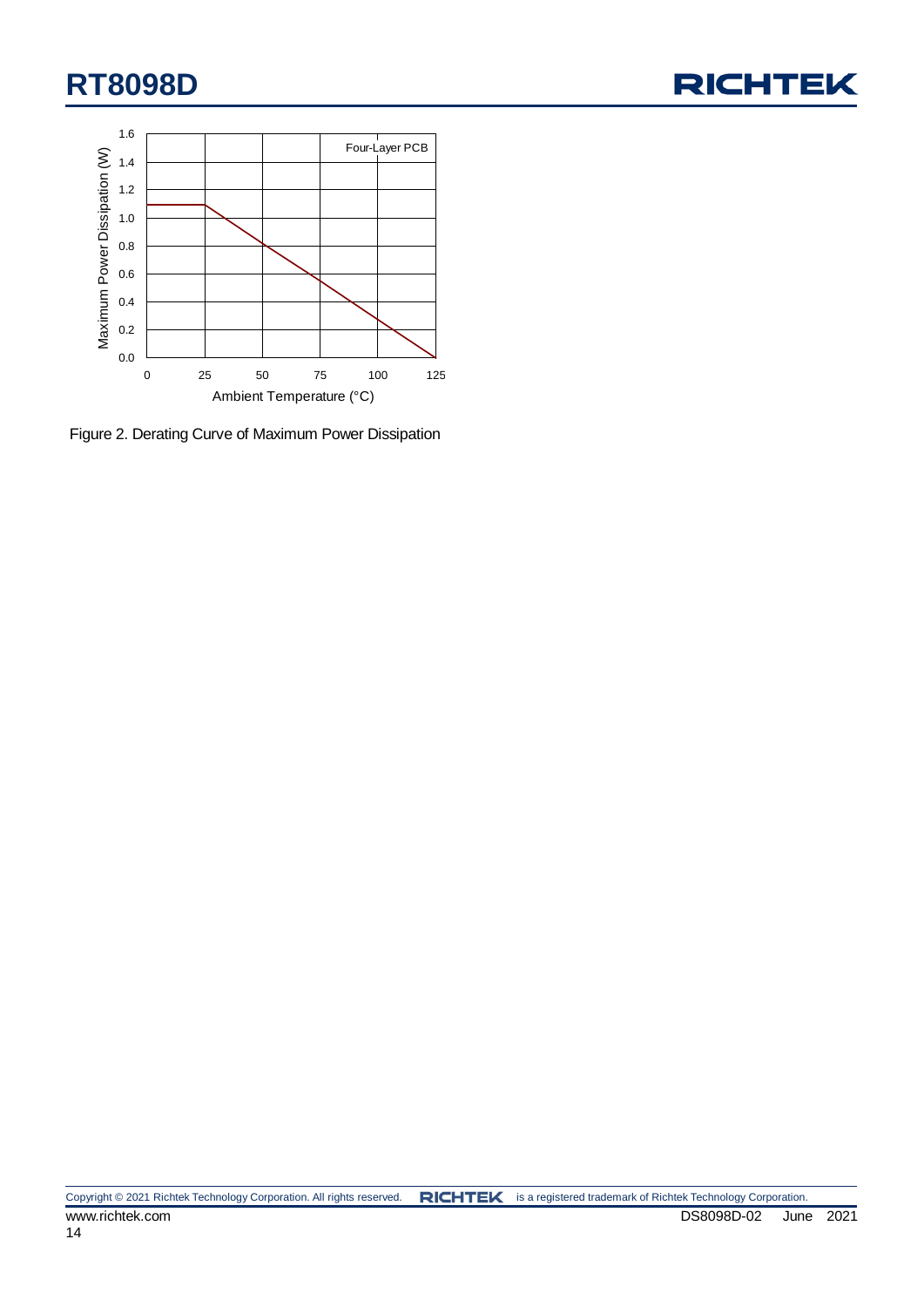Figure 2. Derating Curve of Maximum Power Dissipation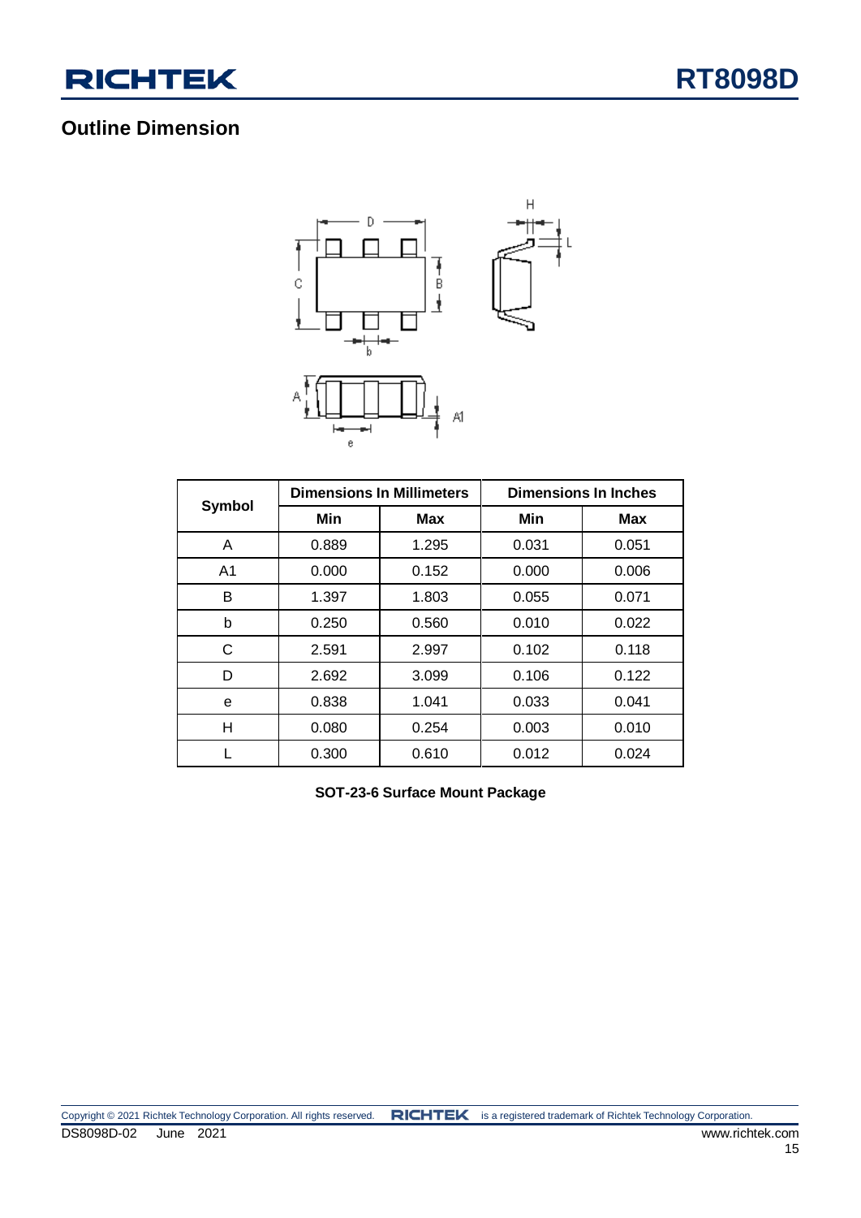## Outline Dimension

| Symbol | Dimensions In Millimeters | | Dimensions In Inches | |
|---|---|---|---|---|
| | Min | Max | Min | Max |
| A | 0.889 | 1.295 | 0.031 | 0.051 |
| A1 | 0.000 | 0.152 | 0.000 | 0.006 |
| B | 1.397 | 1.803 | 0.055 | 0.071 |
| b | 0.250 | 0.560 | 0.010 | 0.022 |
| C | 2.591 | 2.997 | 0.102 | 0.118 |
| D | 2.692 | 3.099 | 0.106 | 0.122 |
| e | 0.838 | 1.041 | 0.033 | 0.041 |
| H | 0.080 | 0.254 | 0.003 | 0.010 |
| L | 0.300 | 0.610 | 0.012 | 0.024 |

**SOT-23-6 Surface Mount Package**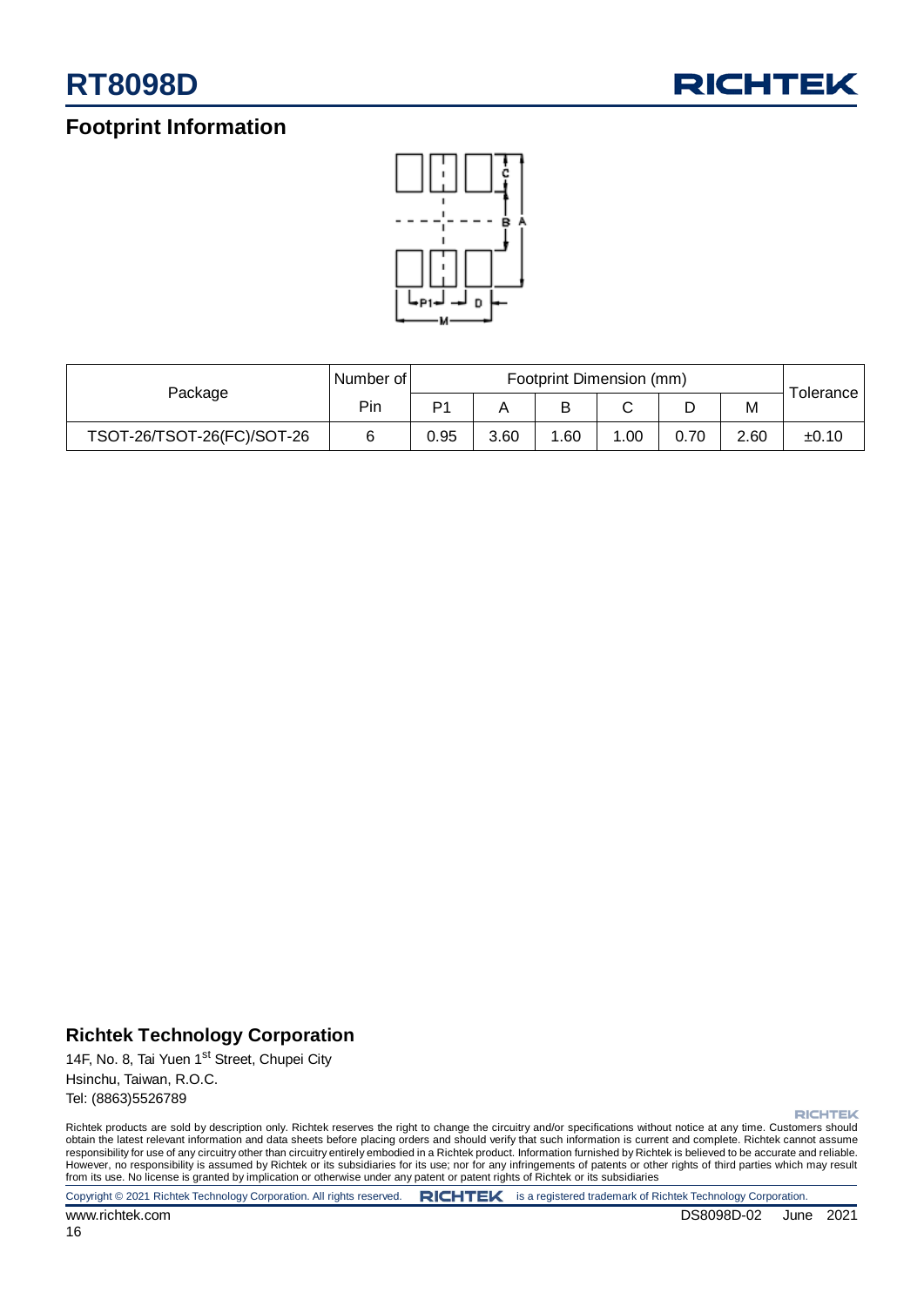## Footprint Information

C
B
A
P1
D
M

| Package | Number of Pin | Footprint Dimension (mm) | | | | | | Tolerance |
|---|---|---|---|---|---|---|---|---|
| | | P1 | A | B | C | D | M | |
| TSOT-26/TSOT-26(FC)/SOT-26 | 6 | 0.95 | 3.60 | 1.60 | 1.00 | 0.70 | 2.60 | ±0.10 |

**Richtek Technology Corporation**

14F, No. 8, Tai Yuen 1st Street, Chupei City
Hsinchu, Taiwan, R.O.C.
Tel: (8863)5526789

Richtek products are sold by description only. Richtek reserves the right to change the circuitry and/or specifications without notice at any time. Customers should obtain the latest relevant information and data sheets before placing orders and should verify that such information is current and complete. Richtek cannot assume responsibility for use of any circuitry other than circuitry entirely embodied in a Richtek product. Information furnished by Richtek is believed to be accurate and reliable. However, no responsibility is assumed by Richtek or its subsidiaries for its use; nor for any infringements of patents or other rights of third parties which may result from its use. No license is granted by implication or otherwise under any patent or patent rights of Richtek or its subsidiaries